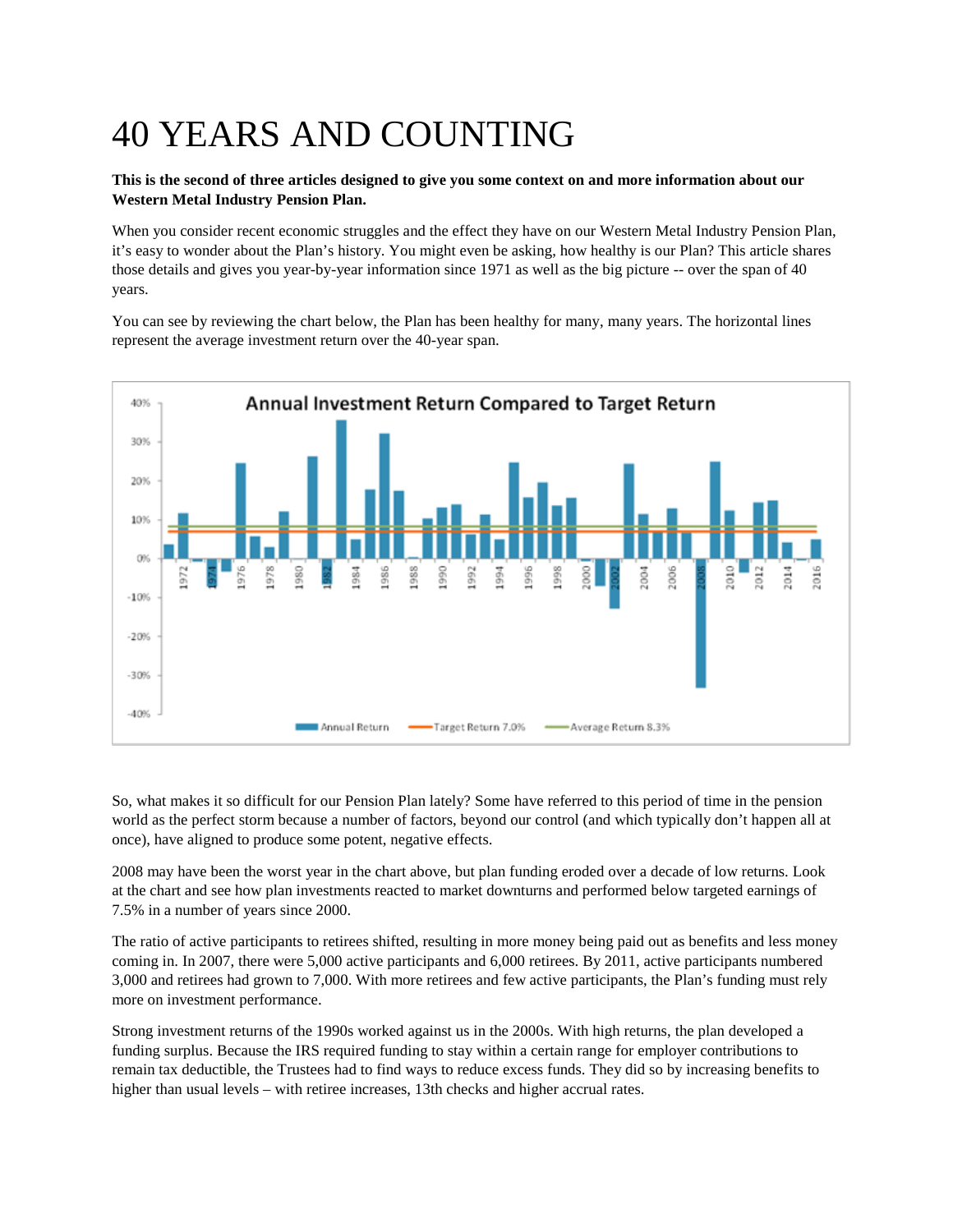# 40 YEARS AND COUNTING

**This is the second of three articles designed to give you some context on and more information about our Western Metal Industry Pension Plan.**

When you consider recent economic struggles and the effect they have on our Western Metal Industry Pension Plan, it's easy to wonder about the Plan's history. You might even be asking, how healthy is our Plan? This article shares those details and gives you year-by-year information since 1971 as well as the big picture -- over the span of 40 years.

You can see by reviewing the chart below, the Plan has been healthy for many, many years. The horizontal lines represent the average investment return over the 40-year span.

So, what makes it so difficult for our Pension Plan lately? Some have referred to this period of time in the pension world as the perfect storm because a number of factors, beyond our control (and which typically don't happen all at once), have aligned to produce some potent, negative effects.

2008 may have been the worst year in the chart above, but plan funding eroded over a decade of low returns. Look at the chart and see how plan investments reacted to market downturns and performed below targeted earnings of 7.5% in a number of years since 2000.

The ratio of active participants to retirees shifted, resulting in more money being paid out as benefits and less money coming in. In 2007, there were 5,000 active participants and 6,000 retirees. By 2011, active participants numbered 3,000 and retirees had grown to 7,000. With more retirees and few active participants, the Plan's funding must rely more on investment performance.

Strong investment returns of the 1990s worked against us in the 2000s. With high returns, the plan developed a funding surplus. Because the IRS required funding to stay within a certain range for employer contributions to remain tax deductible, the Trustees had to find ways to reduce excess funds. They did so by increasing benefits to higher than usual levels – with retiree increases, 13th checks and higher accrual rates.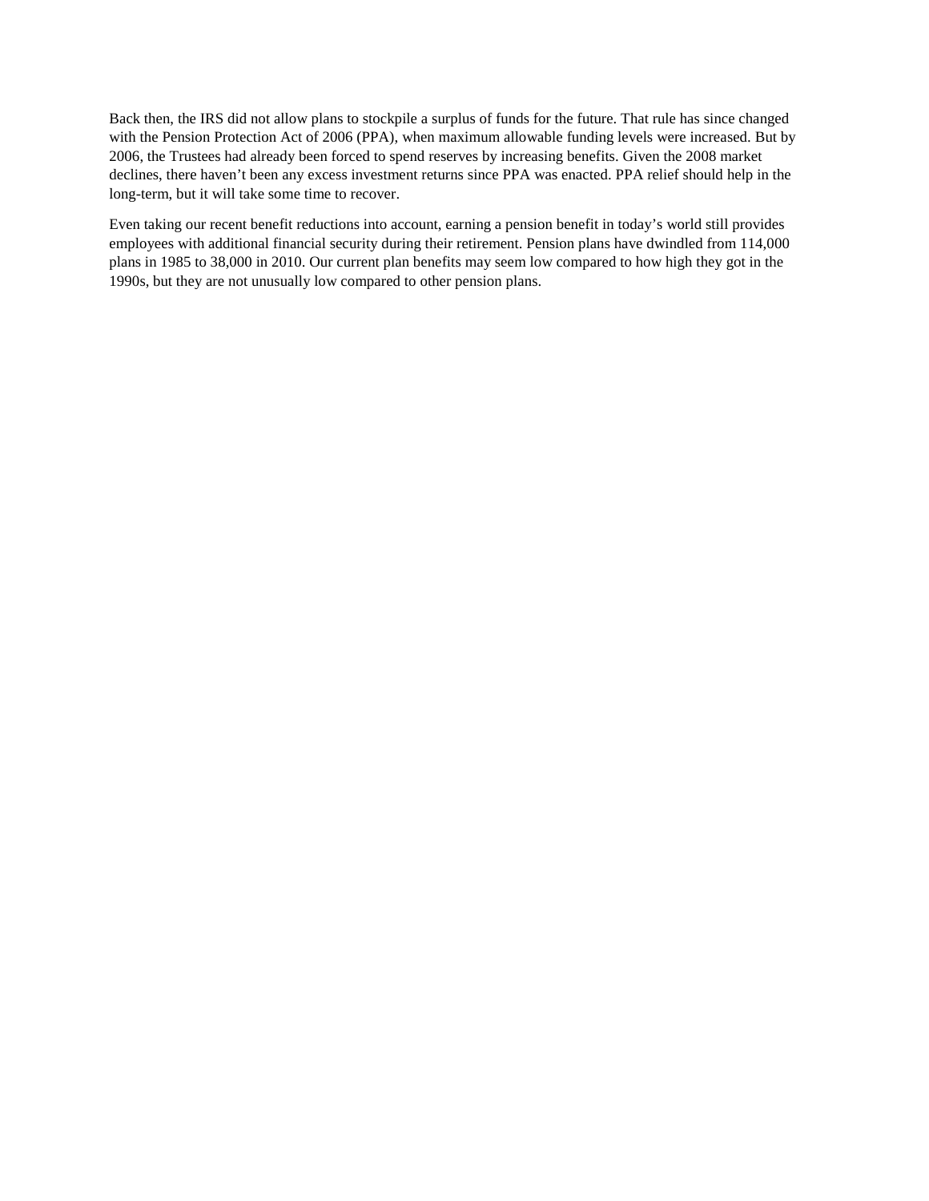Back then, the IRS did not allow plans to stockpile a surplus of funds for the future. That rule has since changed with the Pension Protection Act of 2006 (PPA), when maximum allowable funding levels were increased. But by 2006, the Trustees had already been forced to spend reserves by increasing benefits. Given the 2008 market declines, there haven't been any excess investment returns since PPA was enacted. PPA relief should help in the long-term, but it will take some time to recover.

Even taking our recent benefit reductions into account, earning a pension benefit in today's world still provides employees with additional financial security during their retirement. Pension plans have dwindled from 114,000 plans in 1985 to 38,000 in 2010. Our current plan benefits may seem low compared to how high they got in the 1990s, but they are not unusually low compared to other pension plans.